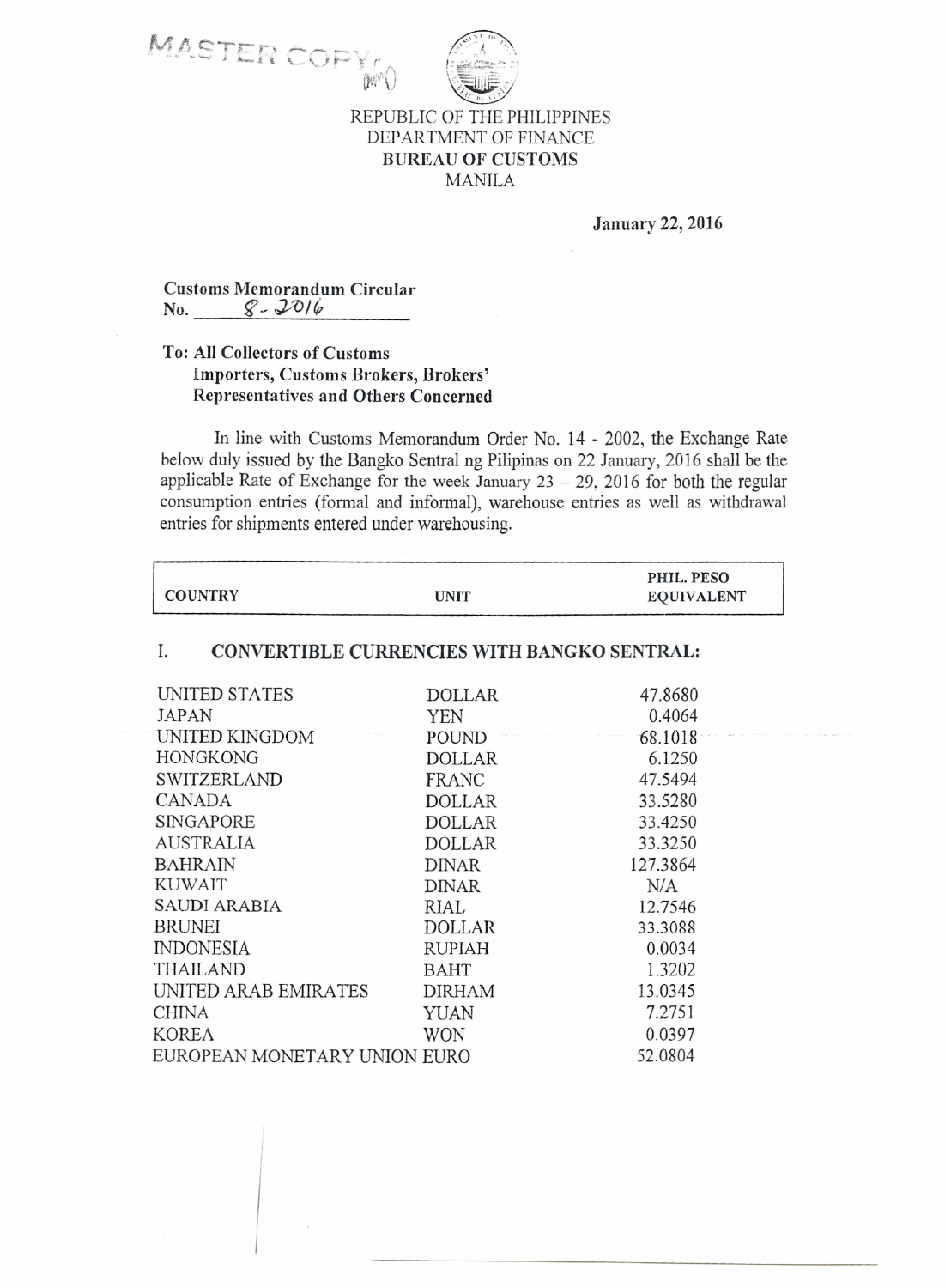MASTER COPY

REPUBLIC OF THE PHILIPPINES
DEPARTMENT OF FINANCE
**BUREAU OF CUSTOMS**
MANILA

**January 22, 2016**

**Customs Memorandum Circular**
**No.** 8-2016

**To: All Collectors of Customs**
**Importers, Customs Brokers, Brokers' Representatives and Others Concerned**

In line with Customs Memorandum Order No. 14 - 2002, the Exchange Rate below duly issued by the Bangko Sentral ng Pilipinas on 22 January, 2016 shall be the applicable Rate of Exchange for the week January 23 – 29, 2016 for both the regular consumption entries (formal and informal), warehouse entries as well as withdrawal entries for shipments entered under warehousing.

| COUNTRY | UNIT | PHIL. PESO EQUIVALENT |
|---|---|---|
| **I. CONVERTIBLE CURRENCIES WITH BANGKO SENTRAL:** | | |
| UNITED STATES | DOLLAR | 47.8680 |
| JAPAN | YEN | 0.4064 |
| UNITED KINGDOM | POUND | 68.1018 |
| HONGKONG | DOLLAR | 6.1250 |
| SWITZERLAND | FRANC | 47.5494 |
| CANADA | DOLLAR | 33.5280 |
| SINGAPORE | DOLLAR | 33.4250 |
| AUSTRALIA | DOLLAR | 33.3250 |
| BAHRAIN | DINAR | 127.3864 |
| KUWAIT | DINAR | N/A |
| SAUDI ARABIA | RIAL | 12.7546 |
| BRUNEI | DOLLAR | 33.3088 |
| INDONESIA | RUPIAH | 0.0034 |
| THAILAND | BAHT | 1.3202 |
| UNITED ARAB EMIRATES | DIRHAM | 13.0345 |
| CHINA | YUAN | 7.2751 |
| KOREA | WON | 0.0397 |
| EUROPEAN MONETARY UNION | EURO | 52.0804 |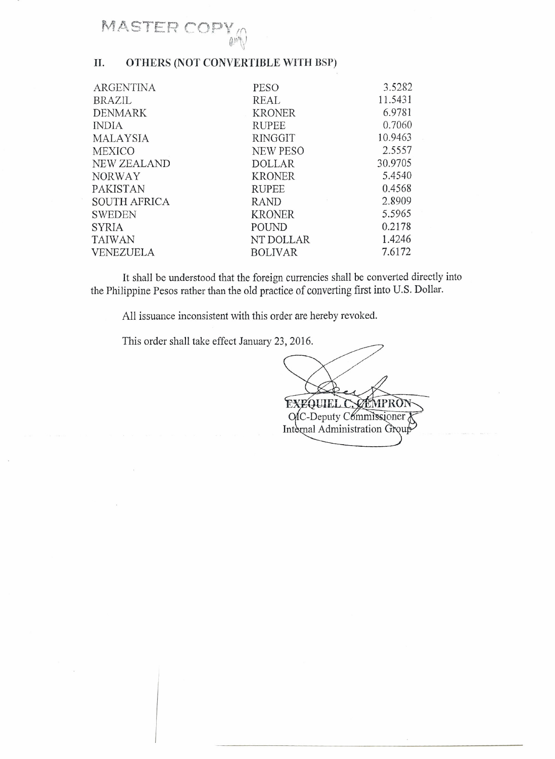MASTER COPY

## II. OTHERS (NOT CONVERTIBLE WITH BSP)

| | | |
|---|---|---|
| ARGENTINA | PESO | 3.5282 |
| BRAZIL | REAL | 11.5431 |
| DENMARK | KRONER | 6.9781 |
| INDIA | RUPEE | 0.7060 |
| MALAYSIA | RINGGIT | 10.9463 |
| MEXICO | NEW PESO | 2.5557 |
| NEW ZEALAND | DOLLAR | 30.9705 |
| NORWAY | KRONER | 5.4540 |
| PAKISTAN | RUPEE | 0.4568 |
| SOUTH AFRICA | RAND | 2.8909 |
| SWEDEN | KRONER | 5.5965 |
| SYRIA | POUND | 0.2178 |
| TAIWAN | NT DOLLAR | 1.4246 |
| VENEZUELA | BOLIVAR | 7.6172 |

It shall be understood that the foreign currencies shall be converted directly into the Philippine Pesos rather than the old practice of converting first into U.S. Dollar.

All issuance inconsistent with this order are hereby revoked.

This order shall take effect January 23, 2016.

EXEQUIEL C. CEMPRON
OIC-Deputy Commissioner
Internal Administration Group